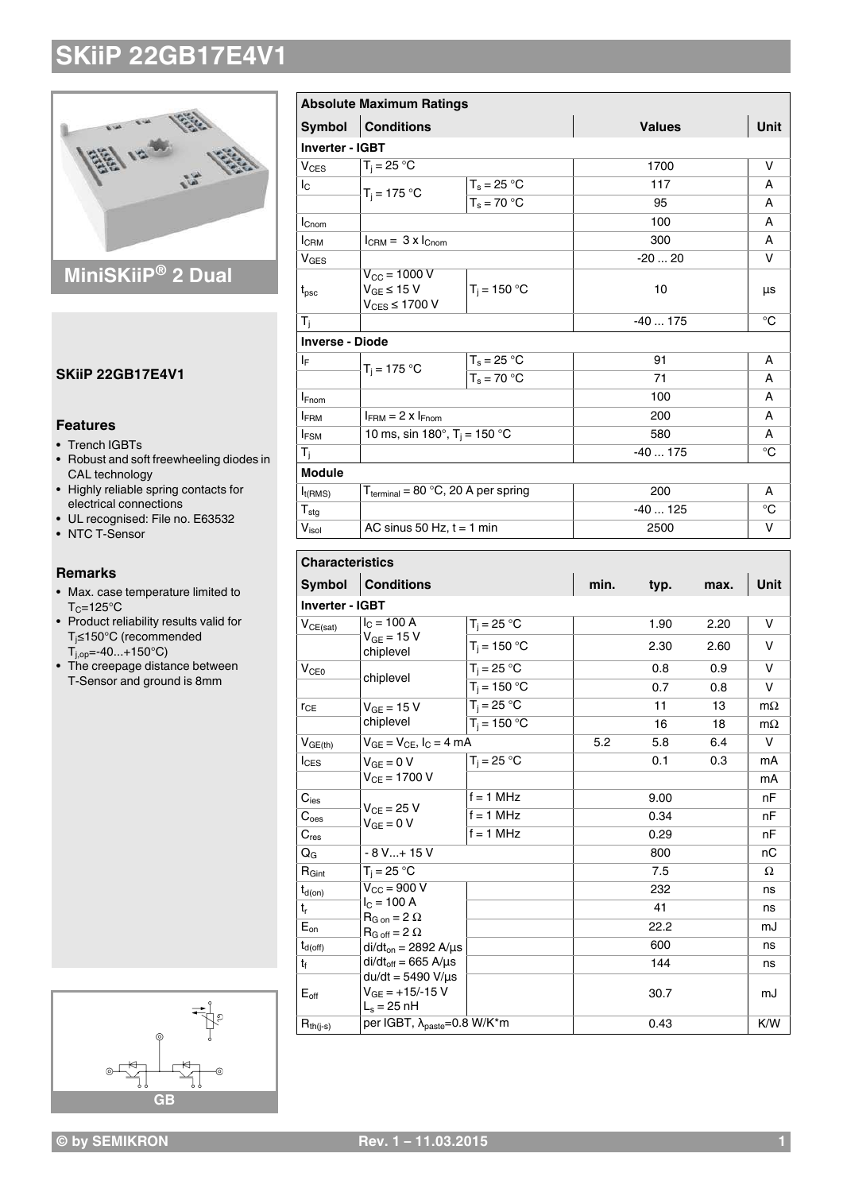# SKiiP 22GB17E4V1

## MiniSKiiP® 2 Dual

### SKiiP 22GB17E4V1

### Features

- Trench IGBTs
- Robust and soft freewheeling diodes in CAL technology
- Highly reliable spring contacts for electrical connections
- UL recognised: File no. E63532
- NTC T-Sensor

### Remarks

- Max. case temperature limited to $T_C$=125°C
- Product reliability results valid for $T_j$≤150°C (recommended $T_{j,op}$=-40...+150°C)
- The creepage distance between T-Sensor and ground is 8mm

GB

| **Absolute Maximum Ratings** | | | | |
|---|---|---|---|---|
| **Symbol** | **Conditions** | | **Values** | **Unit** |
| **Inverter - IGBT** | | | | |
| $V_{CES}$ | $T_j$ = 25 °C | | 1700 | V |
| $I_C$ | $T_j$ = 175 °C | $T_s$ = 25 °C | 117 | A |
| | | $T_s$ = 70 °C | 95 | A |
| $I_{Cnom}$ | | | 100 | A |
| $I_{CRM}$ | $I_{CRM}$ = 3 x $I_{Cnom}$ | | 300 | A |
| $V_{GES}$ | | | -20 ... 20 | V |
| $t_{psc}$ | $V_{CC}$ = 1000 V, $V_{GE}$ ≤ 15 V, $V_{CES}$ ≤ 1700 V | $T_j$ = 150 °C | 10 | µs |
| $T_j$ | | | -40 ... 175 | °C |
| **Inverse - Diode** | | | | |
| $I_F$ | $T_j$ = 175 °C | $T_s$ = 25 °C | 91 | A |
| | | $T_s$ = 70 °C | 71 | A |
| $I_{Fnom}$ | | | 100 | A |
| $I_{FRM}$ | $I_{FRM}$ = 2 x $I_{Fnom}$ | | 200 | A |
| $I_{FSM}$ | 10 ms, sin 180°, $T_j$ = 150 °C | | 580 | A |
| $T_j$ | | | -40 ... 175 | °C |
| **Module** | | | | |
| $I_{t(RMS)}$ | $T_{terminal}$ = 80 °C, 20 A per spring | | 200 | A |
| $T_{stg}$ | | | -40 ... 125 | °C |
| $V_{isol}$ | AC sinus 50 Hz, t = 1 min | | 2500 | V |

| **Characteristics** | | | | | | |
|---|---|---|---|---|---|---|
| **Symbol** | **Conditions** | | **min.** | **typ.** | **max.** | **Unit** |
| **Inverter - IGBT** | | | | | | |
| $V_{CE(sat)}$ | $I_C$ = 100 A, $V_{GE}$ = 15 V, chiplevel | $T_j$ = 25 °C | | 1.90 | 2.20 | V |
| | | $T_j$ = 150 °C | | 2.30 | 2.60 | V |
| $V_{CE0}$ | chiplevel | $T_j$ = 25 °C | | 0.8 | 0.9 | V |
| | | $T_j$ = 150 °C | | 0.7 | 0.8 | V |
| $r_{CE}$ | $V_{GE}$ = 15 V, chiplevel | $T_j$ = 25 °C | | 11 | 13 | mΩ |
| | | $T_j$ = 150 °C | | 16 | 18 | mΩ |
| $V_{GE(th)}$ | $V_{GE}$ = $V_{CE}$, $I_C$ = 4 mA | | 5.2 | 5.8 | 6.4 | V |
| $I_{CES}$ | $V_{GE}$ = 0 V, $V_{CE}$ = 1700 V | $T_j$ = 25 °C | | 0.1 | 0.3 | mA |
| | | | | | | mA |
| $C_{ies}$ | $V_{CE}$ = 25 V, $V_{GE}$ = 0 V | f = 1 MHz | | 9.00 | | nF |
| $C_{oes}$ | | f = 1 MHz | | 0.34 | | nF |
| $C_{res}$ | | f = 1 MHz | | 0.29 | | nF |
| $Q_G$ | - 8 V...+ 15 V | | | 800 | | nC |
| $R_{Gint}$ | $T_j$ = 25 °C | | | 7.5 | | Ω |
| $t_{d(on)}$ | $V_{CC}$ = 900 V, $I_C$ = 100 A, $R_{G\,on}$ = 2 Ω, $R_{G\,off}$ = 2 Ω, $di/dt_{on}$ = 2892 A/µs, $di/dt_{off}$ = 665 A/µs, du/dt = 5490 V/µs, $V_{GE}$ = +15/-15 V, $L_s$ = 25 nH | | | 232 | | ns |
| $t_r$ | | | | 41 | | ns |
| $E_{on}$ | | | | 22.2 | | mJ |
| $t_{d(off)}$ | | | | 600 | | ns |
| $t_f$ | | | | 144 | | ns |
| $E_{off}$ | | | | 30.7 | | mJ |
| $R_{th(j-s)}$ | per IGBT, $\lambda_{paste}$=0.8 W/K*m | | | 0.43 | | K/W |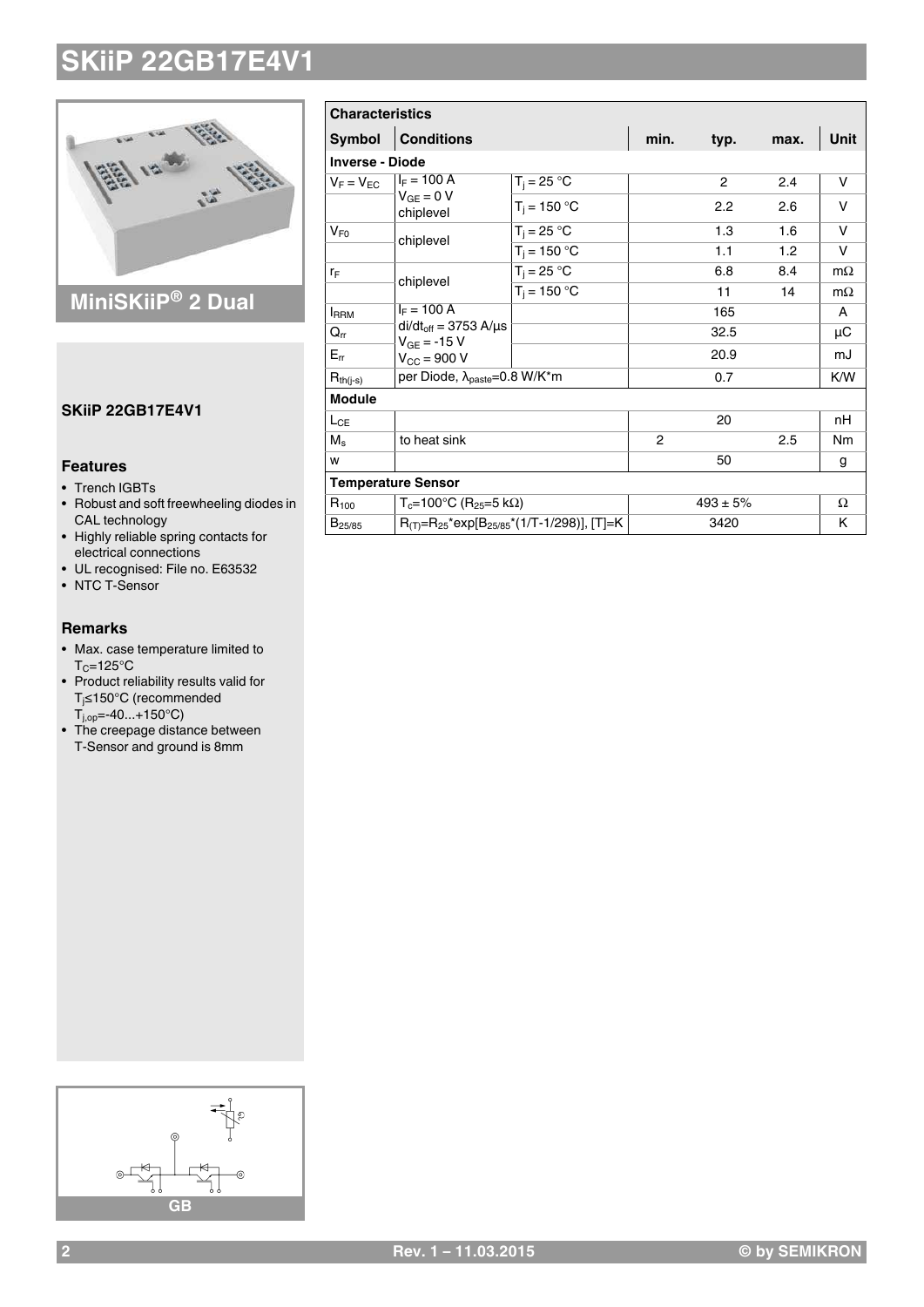# SKiiP 22GB17E4V1

MiniSKiiP® 2 Dual

**SKiiP 22GB17E4V1**

### Features

- Trench IGBTs
- Robust and soft freewheeling diodes in CAL technology
- Highly reliable spring contacts for electrical connections
- UL recognised: File no. E63532
- NTC T-Sensor

### Remarks

- Max. case temperature limited to $T_C$=125°C
- Product reliability results valid for $T_j$≤150°C (recommended $T_{j,op}$=-40...+150°C)
- The creepage distance between T-Sensor and ground is 8mm

GB

| Characteristics | | | | | | |
|---|---|---|---|---|---|---|
| **Symbol** | **Conditions** | | **min.** | **typ.** | **max.** | **Unit** |
| **Inverse - Diode** | | | | | | |
| $V_F = V_{EC}$ | $I_F$ = 100 A, $V_{GE}$ = 0 V, chiplevel | $T_j$ = 25 °C | | 2 | 2.4 | V |
| | | $T_j$ = 150 °C | | 2.2 | 2.6 | V |
| $V_{F0}$ | chiplevel | $T_j$ = 25 °C | | 1.3 | 1.6 | V |
| | | $T_j$ = 150 °C | | 1.1 | 1.2 | V |
| $r_F$ | chiplevel | $T_j$ = 25 °C | | 6.8 | 8.4 | mΩ |
| | | $T_j$ = 150 °C | | 11 | 14 | mΩ |
| $I_{RRM}$ | $I_F$ = 100 A, $di/dt_{off}$ = 3753 A/µs, $V_{GE}$ = -15 V, $V_{CC}$ = 900 V | | | 165 | | A |
| $Q_{rr}$ | | | | 32.5 | | µC |
| $E_{rr}$ | | | | 20.9 | | mJ |
| $R_{th(j-s)}$ | per Diode, $\lambda_{paste}$=0.8 W/K*m | | | 0.7 | | K/W |
| **Module** | | | | | | |
| $L_{CE}$ | | | | 20 | | nH |
| $M_s$ | to heat sink | | 2 | | 2.5 | Nm |
| w | | | | 50 | | g |
| **Temperature Sensor** | | | | | | |
| $R_{100}$ | $T_c$=100°C ($R_{25}$=5 kΩ) | | | 493 ± 5% | | Ω |
| $B_{25/85}$ | $R_{(T)}=R_{25}*\exp[B_{25/85}*(1/T-1/298)]$, [T]=K | | | 3420 | | K |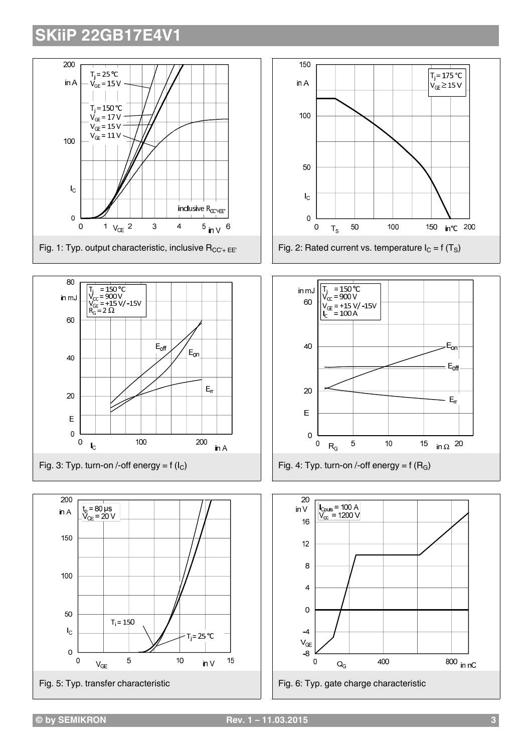# SKiiP 22GB17E4V1

Fig. 1: Typ. output characteristic, inclusive $R_{CC'+EE'}$

Fig. 2: Rated current vs. temperature $I_C = f(T_S)$

Fig. 3: Typ. turn-on /-off energy = f ($I_C$)

Fig. 4: Typ. turn-on /-off energy = f ($R_G$)

Fig. 5: Typ. transfer characteristic

Fig. 6: Typ. gate charge characteristic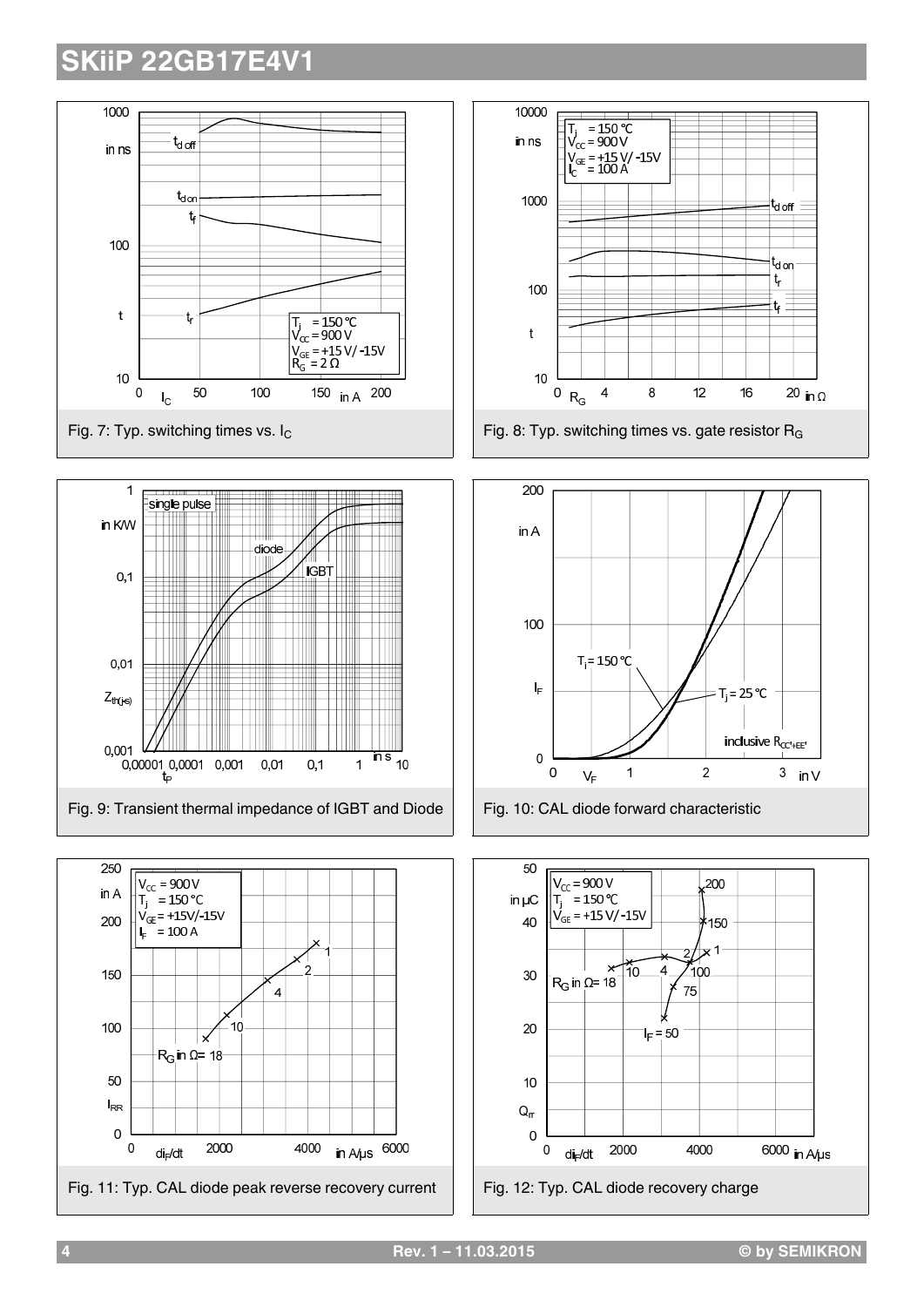# SKiiP 22GB17E4V1

Fig. 7: Typ. switching times vs. $I_C$

Fig. 8: Typ. switching times vs. gate resistor $R_G$

Fig. 9: Transient thermal impedance of IGBT and Diode

Fig. 10: CAL diode forward characteristic

Fig. 11: Typ. CAL diode peak reverse recovery current

Fig. 12: Typ. CAL diode recovery charge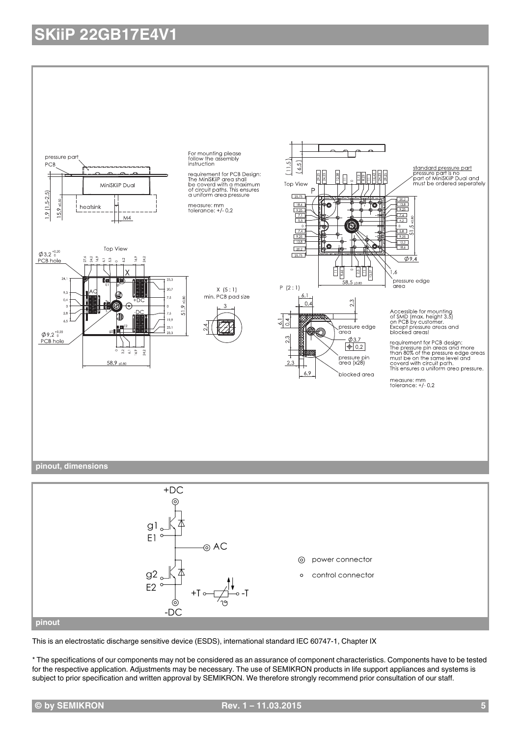# SKiiP 22GB17E4V1

pressure part

PCB

MiniSKiiP Dual

heatsink

M4

1,9 (1,5-2,5)

15,9 ±0,50

For mounting please follow the assembly instruction

requirement for PCB Design: The MiniSKiiP area shall be coverd with a maximum of circuit paths. This ensures a uniform area pressure

measure: mm
tolerance: +/- 0,2

Top View

Ø3,2 +0,20 0
PCB hole

Ø9,2 +0,20 0
PCB hole

X

AC

+DC

-DC

E1

g1

E2

g2

58,9 ±0,80

51,9 ±0,80

X (5 : 1)
min. PCB pad size

3

2,4

(11,5)

(6,5)

Top View

P

standard pressure part
pressure part is no part of MiniSKiiP Dual and must be ordered seperately

58,5 ±0,80

51,5 ±0,80

Ø9,4

1,6

pressure edge area

P (2 : 1)

6,1

0,4

2,3

pressure edge area

Ø3,7

⌖ 0,2

pressure pin area (x28)

blocked area

6,9

Accessible for mounting of SMD (max. height 3.5) on PCB by customer. Except pressure areas and blocked areas!

requirement for PCB design:
The pressure pin areas and more than 80% of the pressure edge areas must be on the same level and coverd with circuit path.
This ensures a uniform area pressure.

measure: mm
tolerance: +/- 0,2

**pinout, dimensions**

+DC

g1

E1

AC

g2

E2

+T

-T

-DC

◎ power connector

○ control connector

**pinout**

This is an electrostatic discharge sensitive device (ESDS), international standard IEC 60747-1, Chapter IX

* The specifications of our components may not be considered as an assurance of component characteristics. Components have to be tested for the respective application. Adjustments may be necessary. The use of SEMIKRON products in life support appliances and systems is subject to prior specification and written approval by SEMIKRON. We therefore strongly recommend prior consultation of our staff.

© by SEMIKRON Rev. 1 – 11.03.2015